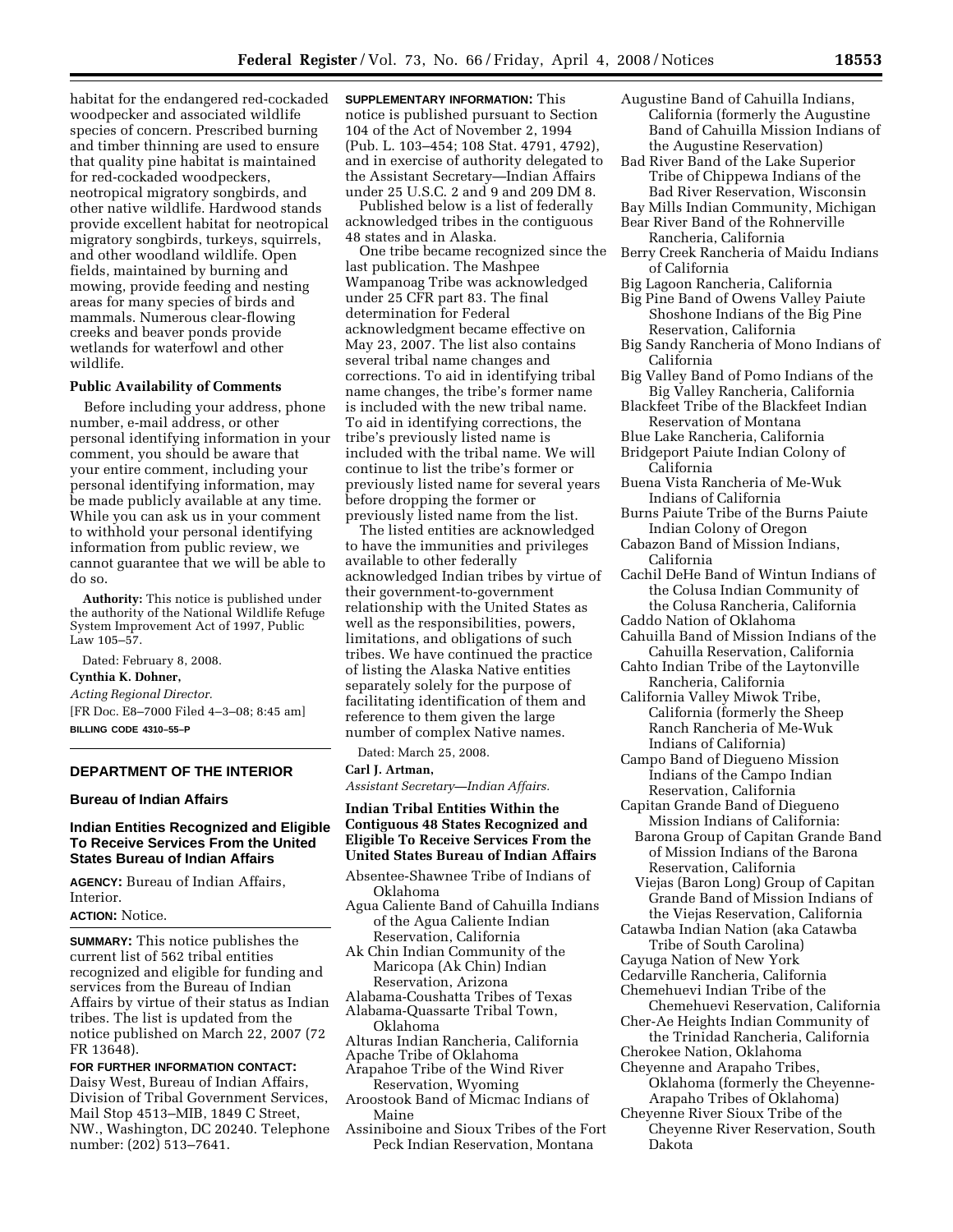habitat for the endangered red-cockaded woodpecker and associated wildlife species of concern. Prescribed burning and timber thinning are used to ensure that quality pine habitat is maintained for red-cockaded woodpeckers, neotropical migratory songbirds, and other native wildlife. Hardwood stands provide excellent habitat for neotropical migratory songbirds, turkeys, squirrels, and other woodland wildlife. Open fields, maintained by burning and mowing, provide feeding and nesting areas for many species of birds and mammals. Numerous clear-flowing creeks and beaver ponds provide wetlands for waterfowl and other wildlife.

**Public Availability of Comments**

Before including your address, phone number, e-mail address, or other personal identifying information in your comment, you should be aware that your entire comment, including your personal identifying information, may be made publicly available at any time. While you can ask us in your comment to withhold your personal identifying information from public review, we cannot guarantee that we will be able to do so.

**Authority:** This notice is published under the authority of the National Wildlife Refuge System Improvement Act of 1997, Public Law 105–57.

Dated: February 8, 2008.

**Cynthia K. Dohner,**

*Acting Regional Director.*

[FR Doc. E8–7000 Filed 4–3–08; 8:45 am]

**BILLING CODE 4310–55–P**

## DEPARTMENT OF THE INTERIOR

### Bureau of Indian Affairs

### Indian Entities Recognized and Eligible To Receive Services From the United States Bureau of Indian Affairs

**AGENCY:** Bureau of Indian Affairs, Interior.

**ACTION:** Notice.

**SUMMARY:** This notice publishes the current list of 562 tribal entities recognized and eligible for funding and services from the Bureau of Indian Affairs by virtue of their status as Indian tribes. The list is updated from the notice published on March 22, 2007 (72 FR 13648).

**FOR FURTHER INFORMATION CONTACT:** Daisy West, Bureau of Indian Affairs, Division of Tribal Government Services, Mail Stop 4513–MIB, 1849 C Street, NW., Washington, DC 20240. Telephone number: (202) 513–7641.

**SUPPLEMENTARY INFORMATION:** This notice is published pursuant to Section 104 of the Act of November 2, 1994 (Pub. L. 103–454; 108 Stat. 4791, 4792), and in exercise of authority delegated to the Assistant Secretary—Indian Affairs under 25 U.S.C. 2 and 9 and 209 DM 8.

Published below is a list of federally acknowledged tribes in the contiguous 48 states and in Alaska.

One tribe became recognized since the last publication. The Mashpee Wampanoag Tribe was acknowledged under 25 CFR part 83. The final determination for Federal acknowledgment became effective on May 23, 2007. The list also contains several tribal name changes and corrections. To aid in identifying tribal name changes, the tribe's former name is included with the new tribal name. To aid in identifying corrections, the tribe's previously listed name is included with the tribal name. We will continue to list the tribe's former or previously listed name for several years before dropping the former or previously listed name from the list.

The listed entities are acknowledged to have the immunities and privileges available to other federally acknowledged Indian tribes by virtue of their government-to-government relationship with the United States as well as the responsibilities, powers, limitations, and obligations of such tribes. We have continued the practice of listing the Alaska Native entities separately solely for the purpose of facilitating identification of them and reference to them given the large number of complex Native names.

Dated: March 25, 2008.

**Carl J. Artman,**

*Assistant Secretary—Indian Affairs.*

### Indian Tribal Entities Within the Contiguous 48 States Recognized and Eligible To Receive Services From the United States Bureau of Indian Affairs

Absentee-Shawnee Tribe of Indians of Oklahoma
Agua Caliente Band of Cahuilla Indians of the Agua Caliente Indian Reservation, California
Ak Chin Indian Community of the Maricopa (Ak Chin) Indian Reservation, Arizona
Alabama-Coushatta Tribes of Texas
Alabama-Quassarte Tribal Town, Oklahoma
Alturas Indian Rancheria, California
Apache Tribe of Oklahoma
Arapahoe Tribe of the Wind River Reservation, Wyoming
Aroostook Band of Micmac Indians of Maine
Assiniboine and Sioux Tribes of the Fort Peck Indian Reservation, Montana
Augustine Band of Cahuilla Indians, California (formerly the Augustine Band of Cahuilla Mission Indians of the Augustine Reservation)
Bad River Band of the Lake Superior Tribe of Chippewa Indians of the Bad River Reservation, Wisconsin
Bay Mills Indian Community, Michigan
Bear River Band of the Rohnerville Rancheria, California
Berry Creek Rancheria of Maidu Indians of California
Big Lagoon Rancheria, California
Big Pine Band of Owens Valley Paiute Shoshone Indians of the Big Pine Reservation, California
Big Sandy Rancheria of Mono Indians of California
Big Valley Band of Pomo Indians of the Big Valley Rancheria, California
Blackfeet Tribe of the Blackfeet Indian Reservation of Montana
Blue Lake Rancheria, California
Bridgeport Paiute Indian Colony of California
Buena Vista Rancheria of Me-Wuk Indians of California
Burns Paiute Tribe of the Burns Paiute Indian Colony of Oregon
Cabazon Band of Mission Indians, California
Cachil DeHe Band of Wintun Indians of the Colusa Indian Community of the Colusa Rancheria, California
Caddo Nation of Oklahoma
Cahuilla Band of Mission Indians of the Cahuilla Reservation, California
Cahto Indian Tribe of the Laytonville Rancheria, California
California Valley Miwok Tribe, California (formerly the Sheep Ranch Rancheria of Me-Wuk Indians of California)
Campo Band of Diegueno Mission Indians of the Campo Indian Reservation, California
Capitan Grande Band of Diegueno Mission Indians of California:
  Barona Group of Capitan Grande Band of Mission Indians of the Barona Reservation, California
  Viejas (Baron Long) Group of Capitan Grande Band of Mission Indians of the Viejas Reservation, California
Catawba Indian Nation (aka Catawba Tribe of South Carolina)
Cayuga Nation of New York
Cedarville Rancheria, California
Chemehuevi Indian Tribe of the Chemehuevi Reservation, California
Cher-Ae Heights Indian Community of the Trinidad Rancheria, California
Cherokee Nation, Oklahoma
Cheyenne and Arapaho Tribes, Oklahoma (formerly the Cheyenne-Arapaho Tribes of Oklahoma)
Cheyenne River Sioux Tribe of the Cheyenne River Reservation, South Dakota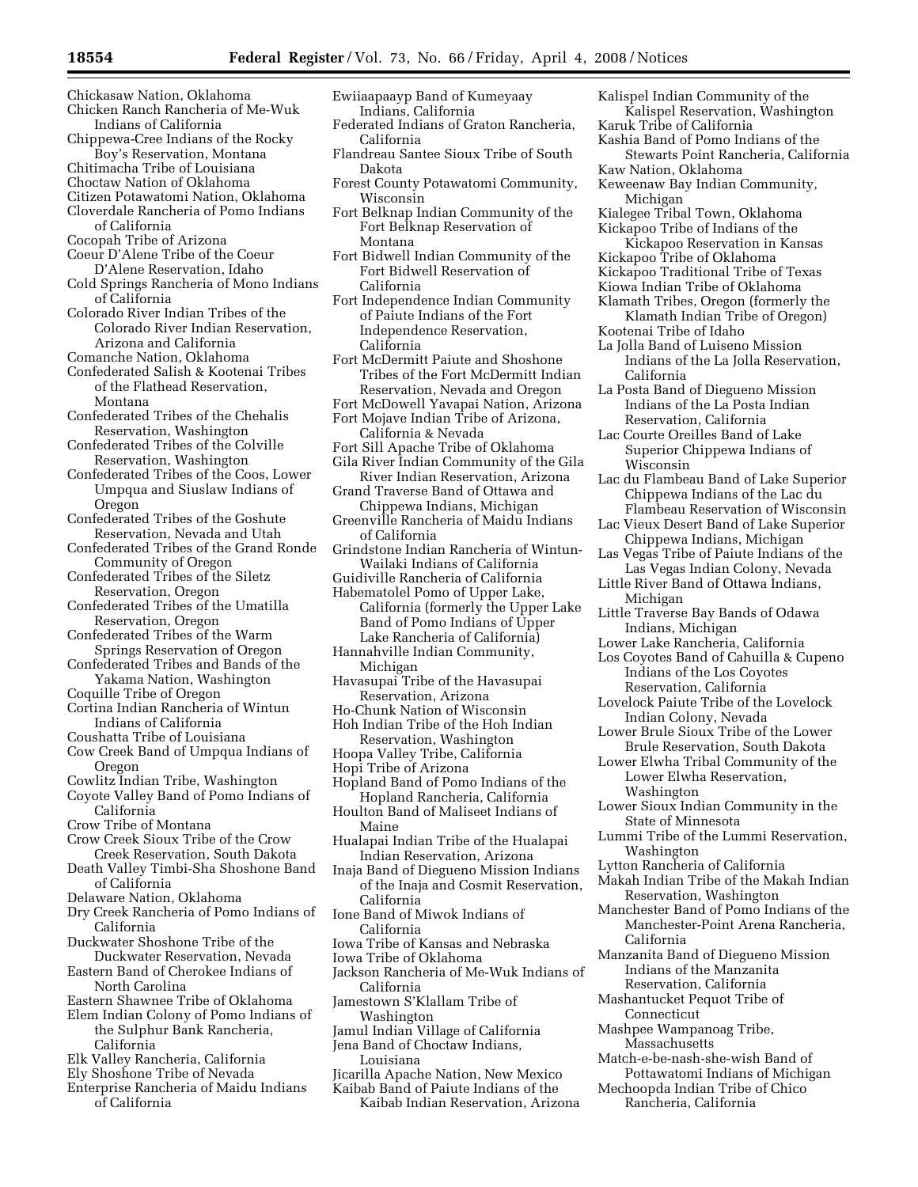Chickasaw Nation, Oklahoma
Chicken Ranch Rancheria of Me-Wuk Indians of California
Chippewa-Cree Indians of the Rocky Boy's Reservation, Montana
Chitimacha Tribe of Louisiana
Choctaw Nation of Oklahoma
Citizen Potawatomi Nation, Oklahoma
Cloverdale Rancheria of Pomo Indians of California
Cocopah Tribe of Arizona
Coeur D'Alene Tribe of the Coeur D'Alene Reservation, Idaho
Cold Springs Rancheria of Mono Indians of California
Colorado River Indian Tribes of the Colorado River Indian Reservation, Arizona and California
Comanche Nation, Oklahoma
Confederated Salish & Kootenai Tribes of the Flathead Reservation, Montana
Confederated Tribes of the Chehalis Reservation, Washington
Confederated Tribes of the Colville Reservation, Washington
Confederated Tribes of the Coos, Lower Umpqua and Siuslaw Indians of Oregon
Confederated Tribes of the Goshute Reservation, Nevada and Utah
Confederated Tribes of the Grand Ronde Community of Oregon
Confederated Tribes of the Siletz Reservation, Oregon
Confederated Tribes of the Umatilla Reservation, Oregon
Confederated Tribes of the Warm Springs Reservation of Oregon
Confederated Tribes and Bands of the Yakama Nation, Washington
Coquille Tribe of Oregon
Cortina Indian Rancheria of Wintun Indians of California
Coushatta Tribe of Louisiana
Cow Creek Band of Umpqua Indians of Oregon
Cowlitz Indian Tribe, Washington
Coyote Valley Band of Pomo Indians of California
Crow Tribe of Montana
Crow Creek Sioux Tribe of the Crow Creek Reservation, South Dakota
Death Valley Timbi-Sha Shoshone Band of California
Delaware Nation, Oklahoma
Dry Creek Rancheria of Pomo Indians of California
Duckwater Shoshone Tribe of the Duckwater Reservation, Nevada
Eastern Band of Cherokee Indians of North Carolina
Eastern Shawnee Tribe of Oklahoma
Elem Indian Colony of Pomo Indians of the Sulphur Bank Rancheria, California
Elk Valley Rancheria, California
Ely Shoshone Tribe of Nevada
Enterprise Rancheria of Maidu Indians of California
Ewiiaapaayp Band of Kumeyaay Indians, California
Federated Indians of Graton Rancheria, California
Flandreau Santee Sioux Tribe of South Dakota
Forest County Potawatomi Community, Wisconsin
Fort Belknap Indian Community of the Fort Belknap Reservation of Montana
Fort Bidwell Indian Community of the Fort Bidwell Reservation of California
Fort Independence Indian Community of Paiute Indians of the Fort Independence Reservation, California
Fort McDermitt Paiute and Shoshone Tribes of the Fort McDermitt Indian Reservation, Nevada and Oregon
Fort McDowell Yavapai Nation, Arizona
Fort Mojave Indian Tribe of Arizona, California & Nevada
Fort Sill Apache Tribe of Oklahoma
Gila River Indian Community of the Gila River Indian Reservation, Arizona
Grand Traverse Band of Ottawa and Chippewa Indians, Michigan
Greenville Rancheria of Maidu Indians of California
Grindstone Indian Rancheria of Wintun-Wailaki Indians of California
Guidiville Rancheria of California
Habematolel Pomo of Upper Lake, California (formerly the Upper Lake Band of Pomo Indians of Upper Lake Rancheria of California)
Hannahville Indian Community, Michigan
Havasupai Tribe of the Havasupai Reservation, Arizona
Ho-Chunk Nation of Wisconsin
Hoh Indian Tribe of the Hoh Indian Reservation, Washington
Hoopa Valley Tribe, California
Hopi Tribe of Arizona
Hopland Band of Pomo Indians of the Hopland Rancheria, California
Houlton Band of Maliseet Indians of Maine
Hualapai Indian Tribe of the Hualapai Indian Reservation, Arizona
Inaja Band of Diegueno Mission Indians of the Inaja and Cosmit Reservation, California
Ione Band of Miwok Indians of California
Iowa Tribe of Kansas and Nebraska
Iowa Tribe of Oklahoma
Jackson Rancheria of Me-Wuk Indians of California
Jamestown S'Klallam Tribe of Washington
Jamul Indian Village of California
Jena Band of Choctaw Indians, Louisiana
Jicarilla Apache Nation, New Mexico
Kaibab Band of Paiute Indians of the Kaibab Indian Reservation, Arizona
Kalispel Indian Community of the Kalispel Reservation, Washington
Karuk Tribe of California
Kashia Band of Pomo Indians of the Stewarts Point Rancheria, California
Kaw Nation, Oklahoma
Keweenaw Bay Indian Community, Michigan
Kialegee Tribal Town, Oklahoma
Kickapoo Tribe of Indians of the Kickapoo Reservation in Kansas
Kickapoo Tribe of Oklahoma
Kickapoo Traditional Tribe of Texas
Kiowa Indian Tribe of Oklahoma
Klamath Tribes, Oregon (formerly the Klamath Indian Tribe of Oregon)
Kootenai Tribe of Idaho
La Jolla Band of Luiseno Mission Indians of the La Jolla Reservation, California
La Posta Band of Diegueno Mission Indians of the La Posta Indian Reservation, California
Lac Courte Oreilles Band of Lake Superior Chippewa Indians of Wisconsin
Lac du Flambeau Band of Lake Superior Chippewa Indians of the Lac du Flambeau Reservation of Wisconsin
Lac Vieux Desert Band of Lake Superior Chippewa Indians, Michigan
Las Vegas Tribe of Paiute Indians of the Las Vegas Indian Colony, Nevada
Little River Band of Ottawa Indians, Michigan
Little Traverse Bay Bands of Odawa Indians, Michigan
Lower Lake Rancheria, California
Los Coyotes Band of Cahuilla & Cupeno Indians of the Los Coyotes Reservation, California
Lovelock Paiute Tribe of the Lovelock Indian Colony, Nevada
Lower Brule Sioux Tribe of the Lower Brule Reservation, South Dakota
Lower Elwha Tribal Community of the Lower Elwha Reservation, Washington
Lower Sioux Indian Community in the State of Minnesota
Lummi Tribe of the Lummi Reservation, Washington
Lytton Rancheria of California
Makah Indian Tribe of the Makah Indian Reservation, Washington
Manchester Band of Pomo Indians of the Manchester-Point Arena Rancheria, California
Manzanita Band of Diegueno Mission Indians of the Manzanita Reservation, California
Mashantucket Pequot Tribe of Connecticut
Mashpee Wampanoag Tribe, Massachusetts
Match-e-be-nash-she-wish Band of Pottawatomi Indians of Michigan
Mechoopda Indian Tribe of Chico Rancheria, California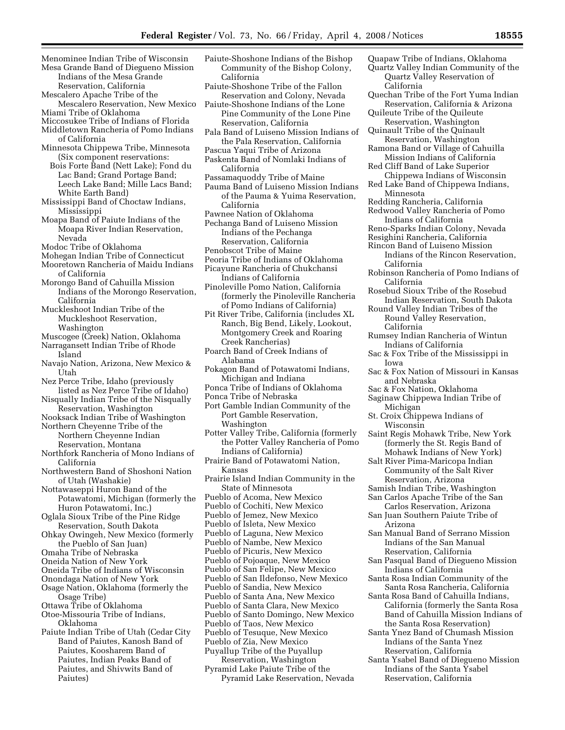Menominee Indian Tribe of Wisconsin
Mesa Grande Band of Diegueno Mission Indians of the Mesa Grande Reservation, California
Mescalero Apache Tribe of the Mescalero Reservation, New Mexico
Miami Tribe of Oklahoma
Miccosukee Tribe of Indians of Florida
Middletown Rancheria of Pomo Indians of California
Minnesota Chippewa Tribe, Minnesota (Six component reservations:
Bois Forte Band (Nett Lake); Fond du Lac Band; Grand Portage Band; Leech Lake Band; Mille Lacs Band; White Earth Band)
Mississippi Band of Choctaw Indians, Mississippi
Moapa Band of Paiute Indians of the Moapa River Indian Reservation, Nevada
Modoc Tribe of Oklahoma
Mohegan Indian Tribe of Connecticut
Mooretown Rancheria of Maidu Indians of California
Morongo Band of Cahuilla Mission Indians of the Morongo Reservation, California
Muckleshoot Indian Tribe of the Muckleshoot Reservation, Washington
Muscogee (Creek) Nation, Oklahoma
Narragansett Indian Tribe of Rhode Island
Navajo Nation, Arizona, New Mexico & Utah
Nez Perce Tribe, Idaho (previously listed as Nez Perce Tribe of Idaho)
Nisqually Indian Tribe of the Nisqually Reservation, Washington
Nooksack Indian Tribe of Washington
Northern Cheyenne Tribe of the Northern Cheyenne Indian Reservation, Montana
Northfork Rancheria of Mono Indians of California
Northwestern Band of Shoshoni Nation of Utah (Washakie)
Nottawaseppi Huron Band of the Potawatomi, Michigan (formerly the Huron Potawatomi, Inc.)
Oglala Sioux Tribe of the Pine Ridge Reservation, South Dakota
Ohkay Owingeh, New Mexico (formerly the Pueblo of San Juan)
Omaha Tribe of Nebraska
Oneida Nation of New York
Oneida Tribe of Indians of Wisconsin
Onondaga Nation of New York
Osage Nation, Oklahoma (formerly the Osage Tribe)
Ottawa Tribe of Oklahoma
Otoe-Missouria Tribe of Indians, Oklahoma
Paiute Indian Tribe of Utah (Cedar City Band of Paiutes, Kanosh Band of Paiutes, Koosharem Band of Paiutes, Indian Peaks Band of Paiutes, and Shivwits Band of Paiutes)
Paiute-Shoshone Indians of the Bishop Community of the Bishop Colony, California
Paiute-Shoshone Tribe of the Fallon Reservation and Colony, Nevada
Paiute-Shoshone Indians of the Lone Pine Community of the Lone Pine Reservation, California
Pala Band of Luiseno Mission Indians of the Pala Reservation, California
Pascua Yaqui Tribe of Arizona
Paskenta Band of Nomlaki Indians of California
Passamaquoddy Tribe of Maine
Pauma Band of Luiseno Mission Indians of the Pauma & Yuima Reservation, California
Pawnee Nation of Oklahoma
Pechanga Band of Luiseno Mission Indians of the Pechanga Reservation, California
Penobscot Tribe of Maine
Peoria Tribe of Indians of Oklahoma
Picayune Rancheria of Chukchansi Indians of California
Pinoleville Pomo Nation, California (formerly the Pinoleville Rancheria of Pomo Indians of California)
Pit River Tribe, California (includes XL Ranch, Big Bend, Likely, Lookout, Montgomery Creek and Roaring Creek Rancherias)
Poarch Band of Creek Indians of Alabama
Pokagon Band of Potawatomi Indians, Michigan and Indiana
Ponca Tribe of Indians of Oklahoma
Ponca Tribe of Nebraska
Port Gamble Indian Community of the Port Gamble Reservation, Washington
Potter Valley Tribe, California (formerly the Potter Valley Rancheria of Pomo Indians of California)
Prairie Band of Potawatomi Nation, Kansas
Prairie Island Indian Community in the State of Minnesota
Pueblo of Acoma, New Mexico
Pueblo of Cochiti, New Mexico
Pueblo of Jemez, New Mexico
Pueblo of Isleta, New Mexico
Pueblo of Laguna, New Mexico
Pueblo of Nambe, New Mexico
Pueblo of Picuris, New Mexico
Pueblo of Pojoaque, New Mexico
Pueblo of San Felipe, New Mexico
Pueblo of San Ildefonso, New Mexico
Pueblo of Sandia, New Mexico
Pueblo of Santa Ana, New Mexico
Pueblo of Santa Clara, New Mexico
Pueblo of Santo Domingo, New Mexico
Pueblo of Taos, New Mexico
Pueblo of Tesuque, New Mexico
Pueblo of Zia, New Mexico
Puyallup Tribe of the Puyallup Reservation, Washington
Pyramid Lake Paiute Tribe of the Pyramid Lake Reservation, Nevada
Quapaw Tribe of Indians, Oklahoma
Quartz Valley Indian Community of the Quartz Valley Reservation of California
Quechan Tribe of the Fort Yuma Indian Reservation, California & Arizona
Quileute Tribe of the Quileute Reservation, Washington
Quinault Tribe of the Quinault Reservation, Washington
Ramona Band or Village of Cahuilla Mission Indians of California
Red Cliff Band of Lake Superior Chippewa Indians of Wisconsin
Red Lake Band of Chippewa Indians, Minnesota
Redding Rancheria, California
Redwood Valley Rancheria of Pomo Indians of California
Reno-Sparks Indian Colony, Nevada
Resighini Rancheria, California
Rincon Band of Luiseno Mission Indians of the Rincon Reservation, California
Robinson Rancheria of Pomo Indians of California
Rosebud Sioux Tribe of the Rosebud Indian Reservation, South Dakota
Round Valley Indian Tribes of the Round Valley Reservation, California
Rumsey Indian Rancheria of Wintun Indians of California
Sac & Fox Tribe of the Mississippi in Iowa
Sac & Fox Nation of Missouri in Kansas and Nebraska
Sac & Fox Nation, Oklahoma
Saginaw Chippewa Indian Tribe of Michigan
St. Croix Chippewa Indians of Wisconsin
Saint Regis Mohawk Tribe, New York (formerly the St. Regis Band of Mohawk Indians of New York)
Salt River Pima-Maricopa Indian Community of the Salt River Reservation, Arizona
Samish Indian Tribe, Washington
San Carlos Apache Tribe of the San Carlos Reservation, Arizona
San Juan Southern Paiute Tribe of Arizona
San Manual Band of Serrano Mission Indians of the San Manual Reservation, California
San Pasqual Band of Diegueno Mission Indians of California
Santa Rosa Indian Community of the Santa Rosa Rancheria, California
Santa Rosa Band of Cahuilla Indians, California (formerly the Santa Rosa Band of Cahuilla Mission Indians of the Santa Rosa Reservation)
Santa Ynez Band of Chumash Mission Indians of the Santa Ynez Reservation, California
Santa Ysabel Band of Diegueno Mission Indians of the Santa Ysabel Reservation, California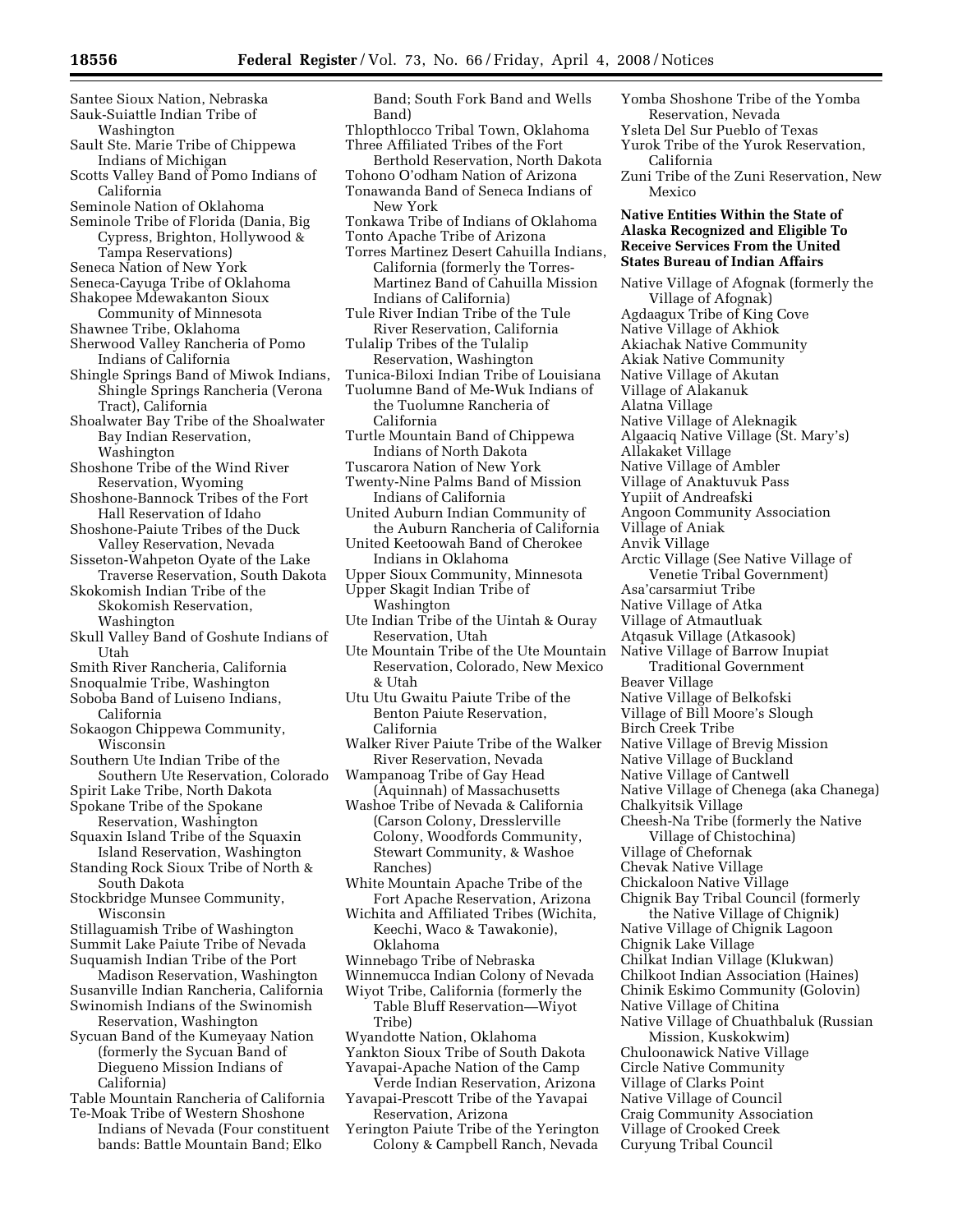Santee Sioux Nation, Nebraska
Sauk-Suiattle Indian Tribe of Washington
Sault Ste. Marie Tribe of Chippewa Indians of Michigan
Scotts Valley Band of Pomo Indians of California
Seminole Nation of Oklahoma
Seminole Tribe of Florida (Dania, Big Cypress, Brighton, Hollywood & Tampa Reservations)
Seneca Nation of New York
Seneca-Cayuga Tribe of Oklahoma
Shakopee Mdewakanton Sioux Community of Minnesota
Shawnee Tribe, Oklahoma
Sherwood Valley Rancheria of Pomo Indians of California
Shingle Springs Band of Miwok Indians, Shingle Springs Rancheria (Verona Tract), California
Shoalwater Bay Tribe of the Shoalwater Bay Indian Reservation, Washington
Shoshone Tribe of the Wind River Reservation, Wyoming
Shoshone-Bannock Tribes of the Fort Hall Reservation of Idaho
Shoshone-Paiute Tribes of the Duck Valley Reservation, Nevada
Sisseton-Wahpeton Oyate of the Lake Traverse Reservation, South Dakota
Skokomish Indian Tribe of the Skokomish Reservation, Washington
Skull Valley Band of Goshute Indians of Utah
Smith River Rancheria, California
Snoqualmie Tribe, Washington
Soboba Band of Luiseno Indians, California
Sokaogon Chippewa Community, Wisconsin
Southern Ute Indian Tribe of the Southern Ute Reservation, Colorado
Spirit Lake Tribe, North Dakota
Spokane Tribe of the Spokane Reservation, Washington
Squaxin Island Tribe of the Squaxin Island Reservation, Washington
Standing Rock Sioux Tribe of North & South Dakota
Stockbridge Munsee Community, Wisconsin
Stillaguamish Tribe of Washington
Summit Lake Paiute Tribe of Nevada
Suquamish Indian Tribe of the Port Madison Reservation, Washington
Susanville Indian Rancheria, California
Swinomish Indians of the Swinomish Reservation, Washington
Sycuan Band of the Kumeyaay Nation (formerly the Sycuan Band of Diegueno Mission Indians of California)
Table Mountain Rancheria of California
Te-Moak Tribe of Western Shoshone Indians of Nevada (Four constituent bands: Battle Mountain Band; Elko Band; South Fork Band and Wells Band)
Thlopthlocco Tribal Town, Oklahoma
Three Affiliated Tribes of the Fort Berthold Reservation, North Dakota
Tohono O'odham Nation of Arizona
Tonawanda Band of Seneca Indians of New York
Tonkawa Tribe of Indians of Oklahoma
Tonto Apache Tribe of Arizona
Torres Martinez Desert Cahuilla Indians, California (formerly the Torres-Martinez Band of Cahuilla Mission Indians of California)
Tule River Indian Tribe of the Tule River Reservation, California
Tulalip Tribes of the Tulalip Reservation, Washington
Tunica-Biloxi Indian Tribe of Louisiana
Tuolumne Band of Me-Wuk Indians of the Tuolumne Rancheria of California
Turtle Mountain Band of Chippewa Indians of North Dakota
Tuscarora Nation of New York
Twenty-Nine Palms Band of Mission Indians of California
United Auburn Indian Community of the Auburn Rancheria of California
United Keetoowah Band of Cherokee Indians in Oklahoma
Upper Sioux Community, Minnesota
Upper Skagit Indian Tribe of Washington
Ute Indian Tribe of the Uintah & Ouray Reservation, Utah
Ute Mountain Tribe of the Ute Mountain Reservation, Colorado, New Mexico & Utah
Utu Utu Gwaitu Paiute Tribe of the Benton Paiute Reservation, California
Walker River Paiute Tribe of the Walker River Reservation, Nevada
Wampanoag Tribe of Gay Head (Aquinnah) of Massachusetts
Washoe Tribe of Nevada & California (Carson Colony, Dresslerville Colony, Woodfords Community, Stewart Community, & Washoe Ranches)
White Mountain Apache Tribe of the Fort Apache Reservation, Arizona
Wichita and Affiliated Tribes (Wichita, Keechi, Waco & Tawakonie), Oklahoma
Winnebago Tribe of Nebraska
Winnemucca Indian Colony of Nevada
Wiyot Tribe, California (formerly the Table Bluff Reservation—Wiyot Tribe)
Wyandotte Nation, Oklahoma
Yankton Sioux Tribe of South Dakota
Yavapai-Apache Nation of the Camp Verde Indian Reservation, Arizona
Yavapai-Prescott Tribe of the Yavapai Reservation, Arizona
Yerington Paiute Tribe of the Yerington Colony & Campbell Ranch, Nevada
Yomba Shoshone Tribe of the Yomba Reservation, Nevada
Ysleta Del Sur Pueblo of Texas
Yurok Tribe of the Yurok Reservation, California
Zuni Tribe of the Zuni Reservation, New Mexico

**Native Entities Within the State of Alaska Recognized and Eligible To Receive Services From the United States Bureau of Indian Affairs**

Native Village of Afognak (formerly the Village of Afognak)
Agdaagux Tribe of King Cove
Native Village of Akhiok
Akiachak Native Community
Akiak Native Community
Native Village of Akutan
Village of Alakanuk
Alatna Village
Native Village of Aleknagik
Algaaciq Native Village (St. Mary's)
Allakaket Village
Native Village of Ambler
Village of Anaktuvuk Pass
Yupiit of Andreafski
Angoon Community Association
Village of Aniak
Anvik Village
Arctic Village (See Native Village of Venetie Tribal Government)
Asa'carsarmiut Tribe
Native Village of Atka
Village of Atmautluak
Atqasuk Village (Atkasook)
Native Village of Barrow Inupiat Traditional Government
Beaver Village
Native Village of Belkofski
Village of Bill Moore's Slough
Birch Creek Tribe
Native Village of Brevig Mission
Native Village of Buckland
Native Village of Cantwell
Native Village of Chenega (aka Chanega)
Chalkyitsik Village
Cheesh-Na Tribe (formerly the Native Village of Chistochina)
Village of Chefornak
Chevak Native Village
Chickaloon Native Village
Chignik Bay Tribal Council (formerly the Native Village of Chignik)
Native Village of Chignik Lagoon
Chignik Lake Village
Chilkat Indian Village (Klukwan)
Chilkoot Indian Association (Haines)
Chinik Eskimo Community (Golovin)
Native Village of Chitina
Native Village of Chuathbaluk (Russian Mission, Kuskokwim)
Chuloonawick Native Village
Circle Native Community
Village of Clarks Point
Native Village of Council
Craig Community Association
Village of Crooked Creek
Curyung Tribal Council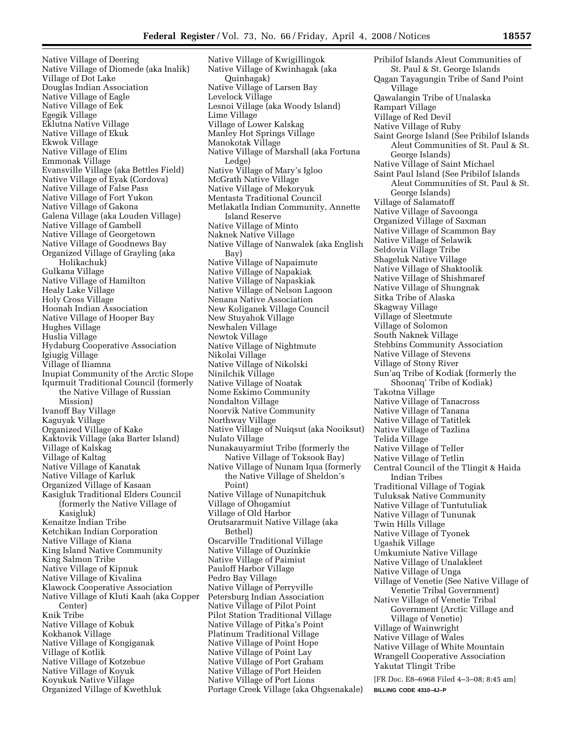Native Village of Deering
Native Village of Diomede (aka Inalik)
Village of Dot Lake
Douglas Indian Association
Native Village of Eagle
Native Village of Eek
Egegik Village
Eklutna Native Village
Native Village of Ekuk
Ekwok Village
Native Village of Elim
Emmonak Village
Evansville Village (aka Bettles Field)
Native Village of Eyak (Cordova)
Native Village of False Pass
Native Village of Fort Yukon
Native Village of Gakona
Galena Village (aka Louden Village)
Native Village of Gambell
Native Village of Georgetown
Native Village of Goodnews Bay
Organized Village of Grayling (aka Holikachuk)
Gulkana Village
Native Village of Hamilton
Healy Lake Village
Holy Cross Village
Hoonah Indian Association
Native Village of Hooper Bay
Hughes Village
Huslia Village
Hydaburg Cooperative Association
Igiugig Village
Village of Iliamna
Inupiat Community of the Arctic Slope
Iqurmuit Traditional Council (formerly the Native Village of Russian Mission)
Ivanoff Bay Village
Kaguyak Village
Organized Village of Kake
Kaktovik Village (aka Barter Island)
Village of Kalskag
Village of Kaltag
Native Village of Kanatak
Native Village of Karluk
Organized Village of Kasaan
Kasigluk Traditional Elders Council (formerly the Native Village of Kasigluk)
Kenaitze Indian Tribe
Ketchikan Indian Corporation
Native Village of Kiana
King Island Native Community
King Salmon Tribe
Native Village of Kipnuk
Native Village of Kivalina
Klawock Cooperative Association
Native Village of Kluti Kaah (aka Copper Center)
Knik Tribe
Native Village of Kobuk
Kokhanok Village
Native Village of Kongiganak
Village of Kotlik
Native Village of Kotzebue
Native Village of Koyuk
Koyukuk Native Village
Organized Village of Kwethluk
Native Village of Kwigillingok
Native Village of Kwinhagak (aka Quinhagak)
Native Village of Larsen Bay
Levelock Village
Lesnoi Village (aka Woody Island)
Lime Village
Village of Lower Kalskag
Manley Hot Springs Village
Manokotak Village
Native Village of Marshall (aka Fortuna Ledge)
Native Village of Mary's Igloo
McGrath Native Village
Native Village of Mekoryuk
Mentasta Traditional Council
Metlakatla Indian Community, Annette Island Reserve
Native Village of Minto
Naknek Native Village
Native Village of Nanwalek (aka English Bay)
Native Village of Napaimute
Native Village of Napakiak
Native Village of Napaskiak
Native Village of Nelson Lagoon
Nenana Native Association
New Koliganek Village Council
New Stuyahok Village
Newhalen Village
Newtok Village
Native Village of Nightmute
Nikolai Village
Native Village of Nikolski
Ninilchik Village
Native Village of Noatak
Nome Eskimo Community
Nondalton Village
Noorvik Native Community
Northway Village
Native Village of Nuiqsut (aka Nooiksut)
Nulato Village
Nunakauyarmiut Tribe (formerly the Native Village of Toksook Bay)
Native Village of Nunam Iqua (formerly the Native Village of Sheldon's Point)
Native Village of Nunapitchuk
Village of Ohogamiut
Village of Old Harbor
Orutsararmuit Native Village (aka Bethel)
Oscarville Traditional Village
Native Village of Ouzinkie
Native Village of Paimiut
Pauloff Harbor Village
Pedro Bay Village
Native Village of Perryville
Petersburg Indian Association
Native Village of Pilot Point
Pilot Station Traditional Village
Native Village of Pitka's Point
Platinum Traditional Village
Native Village of Point Hope
Native Village of Point Lay
Native Village of Port Graham
Native Village of Port Heiden
Native Village of Port Lions
Portage Creek Village (aka Ohgsenakale)
Pribilof Islands Aleut Communities of St. Paul & St. George Islands
Qagan Tayagungin Tribe of Sand Point Village
Qawalangin Tribe of Unalaska
Rampart Village
Village of Red Devil
Native Village of Ruby
Saint George Island (See Pribilof Islands Aleut Communities of St. Paul & St. George Islands)
Native Village of Saint Michael
Saint Paul Island (See Pribilof Islands Aleut Communities of St. Paul & St. George Islands)
Village of Salamatoff
Native Village of Savoonga
Organized Village of Saxman
Native Village of Scammon Bay
Native Village of Selawik
Seldovia Village Tribe
Shageluk Native Village
Native Village of Shaktoolik
Native Village of Shishmaref
Native Village of Shungnak
Sitka Tribe of Alaska
Skagway Village
Village of Sleetmute
Village of Solomon
South Naknek Village
Stebbins Community Association
Native Village of Stevens
Village of Stony River
Sun'aq Tribe of Kodiak (formerly the Shoonaq' Tribe of Kodiak)
Takotna Village
Native Village of Tanacross
Native Village of Tanana
Native Village of Tatitlek
Native Village of Tazlina
Telida Village
Native Village of Teller
Native Village of Tetlin
Central Council of the Tlingit & Haida Indian Tribes
Traditional Village of Togiak
Tuluksak Native Community
Native Village of Tuntutuliak
Native Village of Tununak
Twin Hills Village
Native Village of Tyonek
Ugashik Village
Umkumiute Native Village
Native Village of Unalakleet
Native Village of Unga
Village of Venetie (See Native Village of Venetie Tribal Government)
Native Village of Venetie Tribal Government (Arctic Village and Village of Venetie)
Village of Wainwright
Native Village of Wales
Native Village of White Mountain
Wrangell Cooperative Association
Yakutat Tlingit Tribe

[FR Doc. E8–6968 Filed 4–3–08; 8:45 am]

BILLING CODE 4310–4J–P